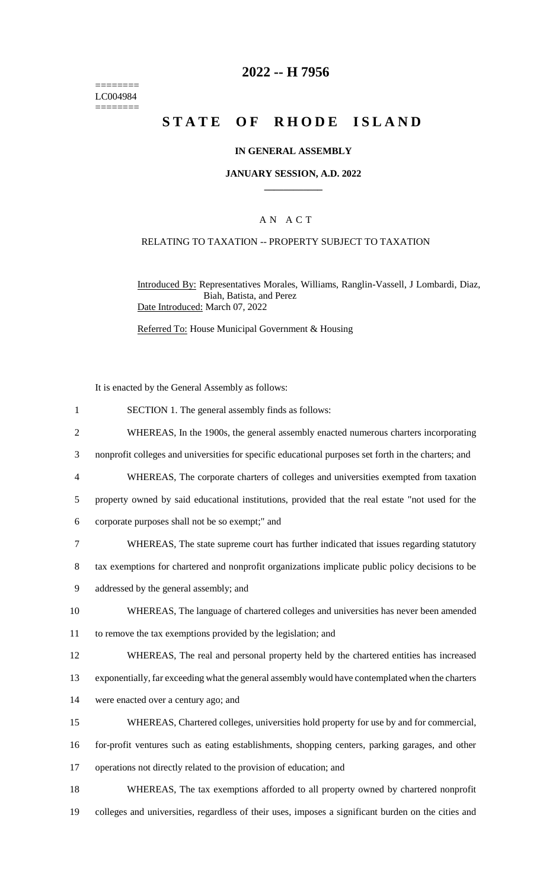========
LC004984
========

# 2022 -- H 7956

# STATE OF RHODE ISLAND

### IN GENERAL ASSEMBLY

### JANUARY SESSION, A.D. 2022

____________

A N A C T

RELATING TO TAXATION -- PROPERTY SUBJECT TO TAXATION

Introduced By: Representatives Morales, Williams, Ranglin-Vassell, J Lombardi, Diaz, Biah, Batista, and Perez

Date Introduced: March 07, 2022

Referred To: House Municipal Government & Housing

It is enacted by the General Assembly as follows:

1 SECTION 1. The general assembly finds as follows:

2 WHEREAS, In the 1900s, the general assembly enacted numerous charters incorporating

3 nonprofit colleges and universities for specific educational purposes set forth in the charters; and

4 WHEREAS, The corporate charters of colleges and universities exempted from taxation

5 property owned by said educational institutions, provided that the real estate "not used for the

6 corporate purposes shall not be so exempt;" and

7 WHEREAS, The state supreme court has further indicated that issues regarding statutory

8 tax exemptions for chartered and nonprofit organizations implicate public policy decisions to be

9 addressed by the general assembly; and

10 WHEREAS, The language of chartered colleges and universities has never been amended

11 to remove the tax exemptions provided by the legislation; and

12 WHEREAS, The real and personal property held by the chartered entities has increased

13 exponentially, far exceeding what the general assembly would have contemplated when the charters

14 were enacted over a century ago; and

15 WHEREAS, Chartered colleges, universities hold property for use by and for commercial,

16 for-profit ventures such as eating establishments, shopping centers, parking garages, and other

17 operations not directly related to the provision of education; and

18 WHEREAS, The tax exemptions afforded to all property owned by chartered nonprofit

19 colleges and universities, regardless of their uses, imposes a significant burden on the cities and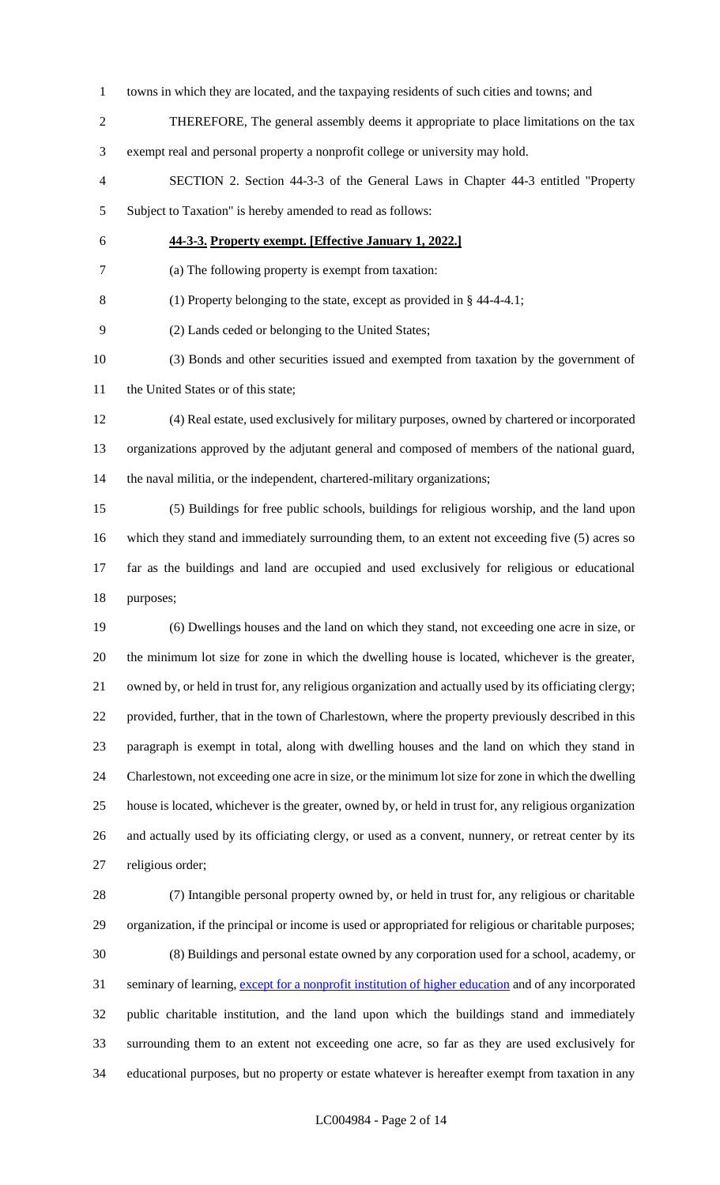towns in which they are located, and the taxpaying residents of such cities and towns; and

THEREFORE, The general assembly deems it appropriate to place limitations on the tax exempt real and personal property a nonprofit college or university may hold.

SECTION 2. Section 44-3-3 of the General Laws in Chapter 44-3 entitled "Property Subject to Taxation" is hereby amended to read as follows:

**44-3-3. Property exempt. [Effective January 1, 2022.]**

(a) The following property is exempt from taxation:

(1) Property belonging to the state, except as provided in § 44-4-4.1;

(2) Lands ceded or belonging to the United States;

(3) Bonds and other securities issued and exempted from taxation by the government of the United States or of this state;

(4) Real estate, used exclusively for military purposes, owned by chartered or incorporated organizations approved by the adjutant general and composed of members of the national guard, the naval militia, or the independent, chartered-military organizations;

(5) Buildings for free public schools, buildings for religious worship, and the land upon which they stand and immediately surrounding them, to an extent not exceeding five (5) acres so far as the buildings and land are occupied and used exclusively for religious or educational purposes;

(6) Dwellings houses and the land on which they stand, not exceeding one acre in size, or the minimum lot size for zone in which the dwelling house is located, whichever is the greater, owned by, or held in trust for, any religious organization and actually used by its officiating clergy; provided, further, that in the town of Charlestown, where the property previously described in this paragraph is exempt in total, along with dwelling houses and the land on which they stand in Charlestown, not exceeding one acre in size, or the minimum lot size for zone in which the dwelling house is located, whichever is the greater, owned by, or held in trust for, any religious organization and actually used by its officiating clergy, or used as a convent, nunnery, or retreat center by its religious order;

(7) Intangible personal property owned by, or held in trust for, any religious or charitable organization, if the principal or income is used or appropriated for religious or charitable purposes;

(8) Buildings and personal estate owned by any corporation used for a school, academy, or seminary of learning, <u>except for a nonprofit institution of higher education</u> and of any incorporated public charitable institution, and the land upon which the buildings stand and immediately surrounding them to an extent not exceeding one acre, so far as they are used exclusively for educational purposes, but no property or estate whatever is hereafter exempt from taxation in any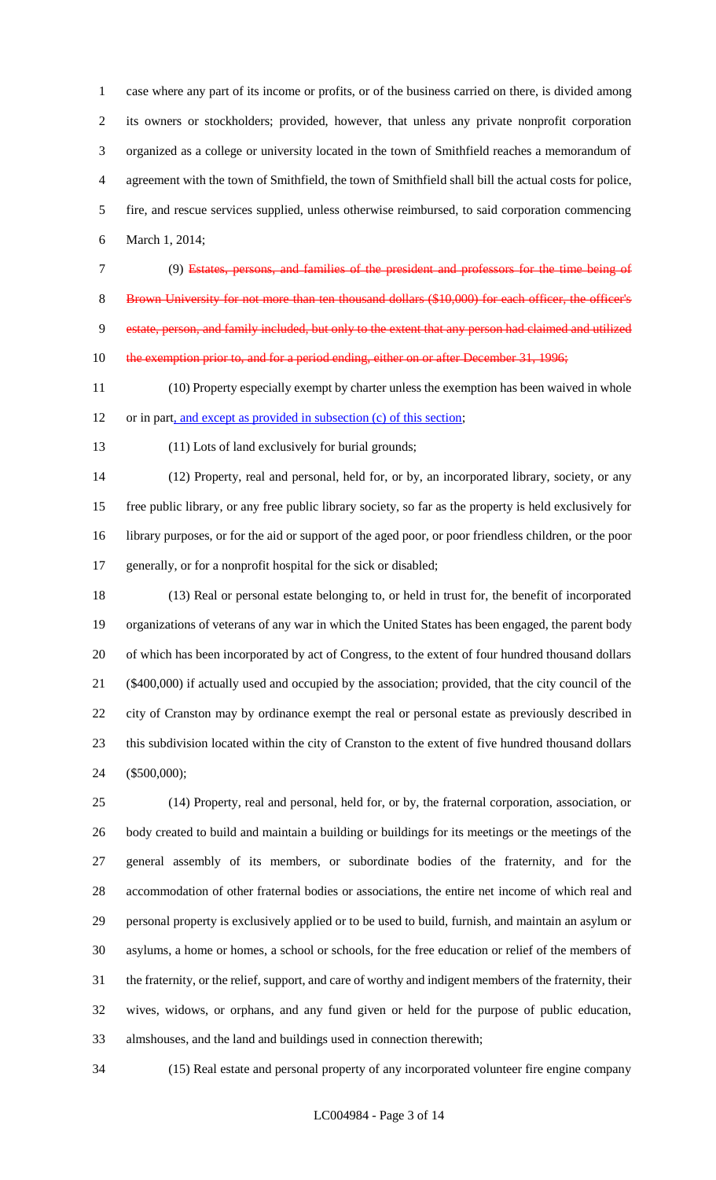case where any part of its income or profits, or of the business carried on there, is divided among its owners or stockholders; provided, however, that unless any private nonprofit corporation organized as a college or university located in the town of Smithfield reaches a memorandum of agreement with the town of Smithfield, the town of Smithfield shall bill the actual costs for police, fire, and rescue services supplied, unless otherwise reimbursed, to said corporation commencing March 1, 2014;

(9) ~~Estates, persons, and families of the president and professors for the time being of Brown University for not more than ten thousand dollars ($10,000) for each officer, the officer's estate, person, and family included, but only to the extent that any person had claimed and utilized the exemption prior to, and for a period ending, either on or after December 31, 1996;~~

(10) Property especially exempt by charter unless the exemption has been waived in whole or in part, and except as provided in subsection (c) of this section;

(11) Lots of land exclusively for burial grounds;

(12) Property, real and personal, held for, or by, an incorporated library, society, or any free public library, or any free public library society, so far as the property is held exclusively for library purposes, or for the aid or support of the aged poor, or poor friendless children, or the poor generally, or for a nonprofit hospital for the sick or disabled;

(13) Real or personal estate belonging to, or held in trust for, the benefit of incorporated organizations of veterans of any war in which the United States has been engaged, the parent body of which has been incorporated by act of Congress, to the extent of four hundred thousand dollars ($400,000) if actually used and occupied by the association; provided, that the city council of the city of Cranston may by ordinance exempt the real or personal estate as previously described in this subdivision located within the city of Cranston to the extent of five hundred thousand dollars ($500,000);

(14) Property, real and personal, held for, or by, the fraternal corporation, association, or body created to build and maintain a building or buildings for its meetings or the meetings of the general assembly of its members, or subordinate bodies of the fraternity, and for the accommodation of other fraternal bodies or associations, the entire net income of which real and personal property is exclusively applied or to be used to build, furnish, and maintain an asylum or asylums, a home or homes, a school or schools, for the free education or relief of the members of the fraternity, or the relief, support, and care of worthy and indigent members of the fraternity, their wives, widows, or orphans, and any fund given or held for the purpose of public education, almshouses, and the land and buildings used in connection therewith;

(15) Real estate and personal property of any incorporated volunteer fire engine company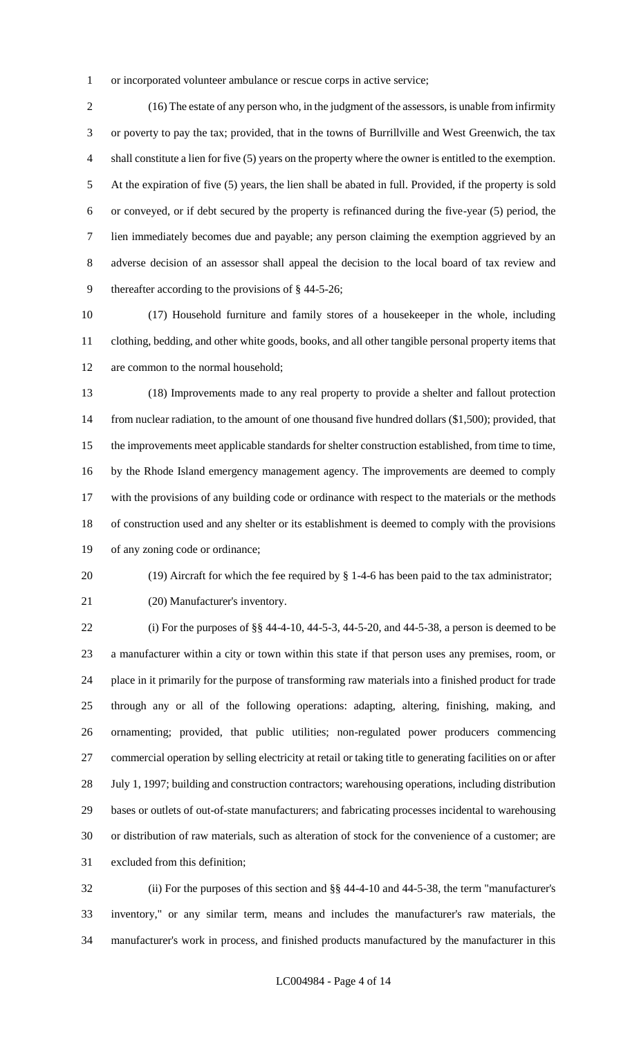or incorporated volunteer ambulance or rescue corps in active service;

(16) The estate of any person who, in the judgment of the assessors, is unable from infirmity or poverty to pay the tax; provided, that in the towns of Burrillville and West Greenwich, the tax shall constitute a lien for five (5) years on the property where the owner is entitled to the exemption. At the expiration of five (5) years, the lien shall be abated in full. Provided, if the property is sold or conveyed, or if debt secured by the property is refinanced during the five-year (5) period, the lien immediately becomes due and payable; any person claiming the exemption aggrieved by an adverse decision of an assessor shall appeal the decision to the local board of tax review and thereafter according to the provisions of § 44-5-26;

(17) Household furniture and family stores of a housekeeper in the whole, including clothing, bedding, and other white goods, books, and all other tangible personal property items that are common to the normal household;

(18) Improvements made to any real property to provide a shelter and fallout protection from nuclear radiation, to the amount of one thousand five hundred dollars ($1,500); provided, that the improvements meet applicable standards for shelter construction established, from time to time, by the Rhode Island emergency management agency. The improvements are deemed to comply with the provisions of any building code or ordinance with respect to the materials or the methods of construction used and any shelter or its establishment is deemed to comply with the provisions of any zoning code or ordinance;

(19) Aircraft for which the fee required by § 1-4-6 has been paid to the tax administrator;

(20) Manufacturer's inventory.

(i) For the purposes of §§ 44-4-10, 44-5-3, 44-5-20, and 44-5-38, a person is deemed to be a manufacturer within a city or town within this state if that person uses any premises, room, or place in it primarily for the purpose of transforming raw materials into a finished product for trade through any or all of the following operations: adapting, altering, finishing, making, and ornamenting; provided, that public utilities; non-regulated power producers commencing commercial operation by selling electricity at retail or taking title to generating facilities on or after July 1, 1997; building and construction contractors; warehousing operations, including distribution bases or outlets of out-of-state manufacturers; and fabricating processes incidental to warehousing or distribution of raw materials, such as alteration of stock for the convenience of a customer; are excluded from this definition;

(ii) For the purposes of this section and §§ 44-4-10 and 44-5-38, the term "manufacturer's inventory," or any similar term, means and includes the manufacturer's raw materials, the manufacturer's work in process, and finished products manufactured by the manufacturer in this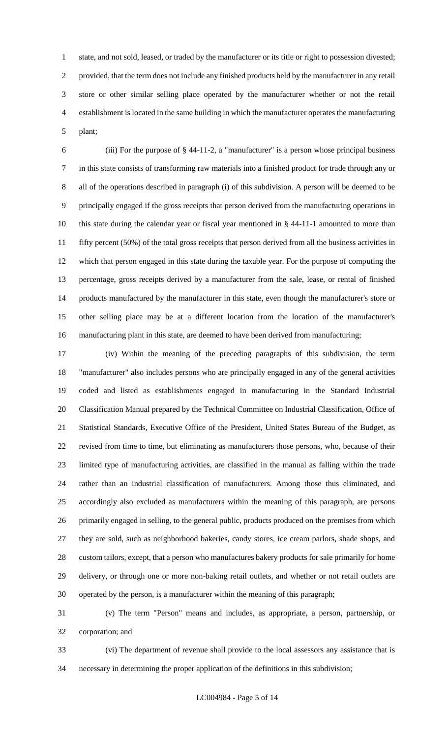state, and not sold, leased, or traded by the manufacturer or its title or right to possession divested; provided, that the term does not include any finished products held by the manufacturer in any retail store or other similar selling place operated by the manufacturer whether or not the retail establishment is located in the same building in which the manufacturer operates the manufacturing plant;

(iii) For the purpose of § 44-11-2, a "manufacturer" is a person whose principal business in this state consists of transforming raw materials into a finished product for trade through any or all of the operations described in paragraph (i) of this subdivision. A person will be deemed to be principally engaged if the gross receipts that person derived from the manufacturing operations in this state during the calendar year or fiscal year mentioned in § 44-11-1 amounted to more than fifty percent (50%) of the total gross receipts that person derived from all the business activities in which that person engaged in this state during the taxable year. For the purpose of computing the percentage, gross receipts derived by a manufacturer from the sale, lease, or rental of finished products manufactured by the manufacturer in this state, even though the manufacturer's store or other selling place may be at a different location from the location of the manufacturer's manufacturing plant in this state, are deemed to have been derived from manufacturing;

(iv) Within the meaning of the preceding paragraphs of this subdivision, the term "manufacturer" also includes persons who are principally engaged in any of the general activities coded and listed as establishments engaged in manufacturing in the Standard Industrial Classification Manual prepared by the Technical Committee on Industrial Classification, Office of Statistical Standards, Executive Office of the President, United States Bureau of the Budget, as revised from time to time, but eliminating as manufacturers those persons, who, because of their limited type of manufacturing activities, are classified in the manual as falling within the trade rather than an industrial classification of manufacturers. Among those thus eliminated, and accordingly also excluded as manufacturers within the meaning of this paragraph, are persons primarily engaged in selling, to the general public, products produced on the premises from which they are sold, such as neighborhood bakeries, candy stores, ice cream parlors, shade shops, and custom tailors, except, that a person who manufactures bakery products for sale primarily for home delivery, or through one or more non-baking retail outlets, and whether or not retail outlets are operated by the person, is a manufacturer within the meaning of this paragraph;

(v) The term "Person" means and includes, as appropriate, a person, partnership, or corporation; and

(vi) The department of revenue shall provide to the local assessors any assistance that is necessary in determining the proper application of the definitions in this subdivision;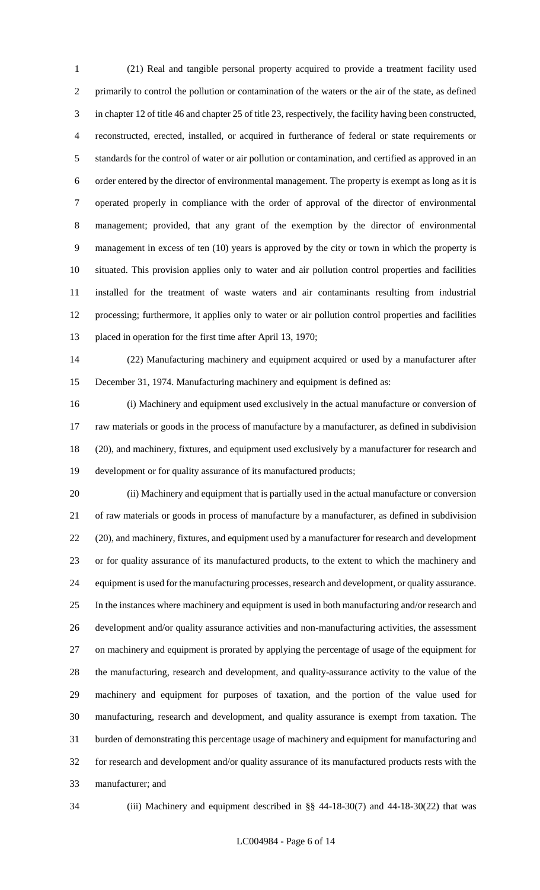(21) Real and tangible personal property acquired to provide a treatment facility used primarily to control the pollution or contamination of the waters or the air of the state, as defined in chapter 12 of title 46 and chapter 25 of title 23, respectively, the facility having been constructed, reconstructed, erected, installed, or acquired in furtherance of federal or state requirements or standards for the control of water or air pollution or contamination, and certified as approved in an order entered by the director of environmental management. The property is exempt as long as it is operated properly in compliance with the order of approval of the director of environmental management; provided, that any grant of the exemption by the director of environmental management in excess of ten (10) years is approved by the city or town in which the property is situated. This provision applies only to water and air pollution control properties and facilities installed for the treatment of waste waters and air contaminants resulting from industrial processing; furthermore, it applies only to water or air pollution control properties and facilities placed in operation for the first time after April 13, 1970;

(22) Manufacturing machinery and equipment acquired or used by a manufacturer after December 31, 1974. Manufacturing machinery and equipment is defined as:

(i) Machinery and equipment used exclusively in the actual manufacture or conversion of raw materials or goods in the process of manufacture by a manufacturer, as defined in subdivision (20), and machinery, fixtures, and equipment used exclusively by a manufacturer for research and development or for quality assurance of its manufactured products;

(ii) Machinery and equipment that is partially used in the actual manufacture or conversion of raw materials or goods in process of manufacture by a manufacturer, as defined in subdivision (20), and machinery, fixtures, and equipment used by a manufacturer for research and development or for quality assurance of its manufactured products, to the extent to which the machinery and equipment is used for the manufacturing processes, research and development, or quality assurance. In the instances where machinery and equipment is used in both manufacturing and/or research and development and/or quality assurance activities and non-manufacturing activities, the assessment on machinery and equipment is prorated by applying the percentage of usage of the equipment for the manufacturing, research and development, and quality-assurance activity to the value of the machinery and equipment for purposes of taxation, and the portion of the value used for manufacturing, research and development, and quality assurance is exempt from taxation. The burden of demonstrating this percentage usage of machinery and equipment for manufacturing and for research and development and/or quality assurance of its manufactured products rests with the manufacturer; and

(iii) Machinery and equipment described in §§ 44-18-30(7) and 44-18-30(22) that was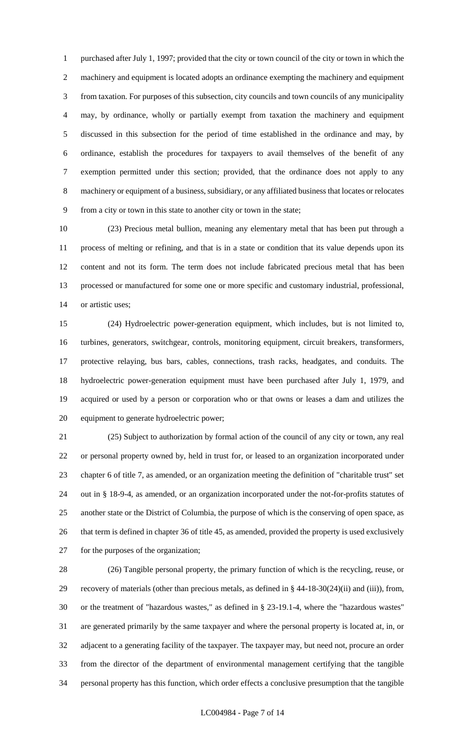purchased after July 1, 1997; provided that the city or town council of the city or town in which the machinery and equipment is located adopts an ordinance exempting the machinery and equipment from taxation. For purposes of this subsection, city councils and town councils of any municipality may, by ordinance, wholly or partially exempt from taxation the machinery and equipment discussed in this subsection for the period of time established in the ordinance and may, by ordinance, establish the procedures for taxpayers to avail themselves of the benefit of any exemption permitted under this section; provided, that the ordinance does not apply to any machinery or equipment of a business, subsidiary, or any affiliated business that locates or relocates from a city or town in this state to another city or town in the state;

(23) Precious metal bullion, meaning any elementary metal that has been put through a process of melting or refining, and that is in a state or condition that its value depends upon its content and not its form. The term does not include fabricated precious metal that has been processed or manufactured for some one or more specific and customary industrial, professional, or artistic uses;

(24) Hydroelectric power-generation equipment, which includes, but is not limited to, turbines, generators, switchgear, controls, monitoring equipment, circuit breakers, transformers, protective relaying, bus bars, cables, connections, trash racks, headgates, and conduits. The hydroelectric power-generation equipment must have been purchased after July 1, 1979, and acquired or used by a person or corporation who or that owns or leases a dam and utilizes the equipment to generate hydroelectric power;

(25) Subject to authorization by formal action of the council of any city or town, any real or personal property owned by, held in trust for, or leased to an organization incorporated under chapter 6 of title 7, as amended, or an organization meeting the definition of "charitable trust" set out in § 18-9-4, as amended, or an organization incorporated under the not-for-profits statutes of another state or the District of Columbia, the purpose of which is the conserving of open space, as that term is defined in chapter 36 of title 45, as amended, provided the property is used exclusively for the purposes of the organization;

(26) Tangible personal property, the primary function of which is the recycling, reuse, or recovery of materials (other than precious metals, as defined in § 44-18-30(24)(ii) and (iii)), from, or the treatment of "hazardous wastes," as defined in § 23-19.1-4, where the "hazardous wastes" are generated primarily by the same taxpayer and where the personal property is located at, in, or adjacent to a generating facility of the taxpayer. The taxpayer may, but need not, procure an order from the director of the department of environmental management certifying that the tangible personal property has this function, which order effects a conclusive presumption that the tangible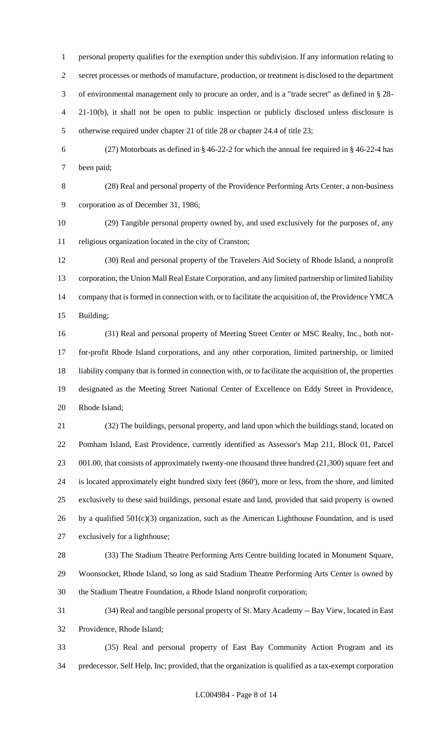personal property qualifies for the exemption under this subdivision. If any information relating to secret processes or methods of manufacture, production, or treatment is disclosed to the department of environmental management only to procure an order, and is a "trade secret" as defined in § 28-21-10(b), it shall not be open to public inspection or publicly disclosed unless disclosure is otherwise required under chapter 21 of title 28 or chapter 24.4 of title 23;

(27) Motorboats as defined in § 46-22-2 for which the annual fee required in § 46-22-4 has been paid;

(28) Real and personal property of the Providence Performing Arts Center, a non-business corporation as of December 31, 1986;

(29) Tangible personal property owned by, and used exclusively for the purposes of, any religious organization located in the city of Cranston;

(30) Real and personal property of the Travelers Aid Society of Rhode Island, a nonprofit corporation, the Union Mall Real Estate Corporation, and any limited partnership or limited liability company that is formed in connection with, or to facilitate the acquisition of, the Providence YMCA Building;

(31) Real and personal property of Meeting Street Center or MSC Realty, Inc., both not-for-profit Rhode Island corporations, and any other corporation, limited partnership, or limited liability company that is formed in connection with, or to facilitate the acquisition of, the properties designated as the Meeting Street National Center of Excellence on Eddy Street in Providence, Rhode Island;

(32) The buildings, personal property, and land upon which the buildings stand, located on Pomham Island, East Providence, currently identified as Assessor's Map 211, Block 01, Parcel 001.00, that consists of approximately twenty-one thousand three hundred (21,300) square feet and is located approximately eight hundred sixty feet (860'), more or less, from the shore, and limited exclusively to these said buildings, personal estate and land, provided that said property is owned by a qualified 501(c)(3) organization, such as the American Lighthouse Foundation, and is used exclusively for a lighthouse;

(33) The Stadium Theatre Performing Arts Centre building located in Monument Square, Woonsocket, Rhode Island, so long as said Stadium Theatre Performing Arts Center is owned by the Stadium Theatre Foundation, a Rhode Island nonprofit corporation;

(34) Real and tangible personal property of St. Mary Academy -- Bay View, located in East Providence, Rhode Island;

(35) Real and personal property of East Bay Community Action Program and its predecessor, Self Help, Inc; provided, that the organization is qualified as a tax-exempt corporation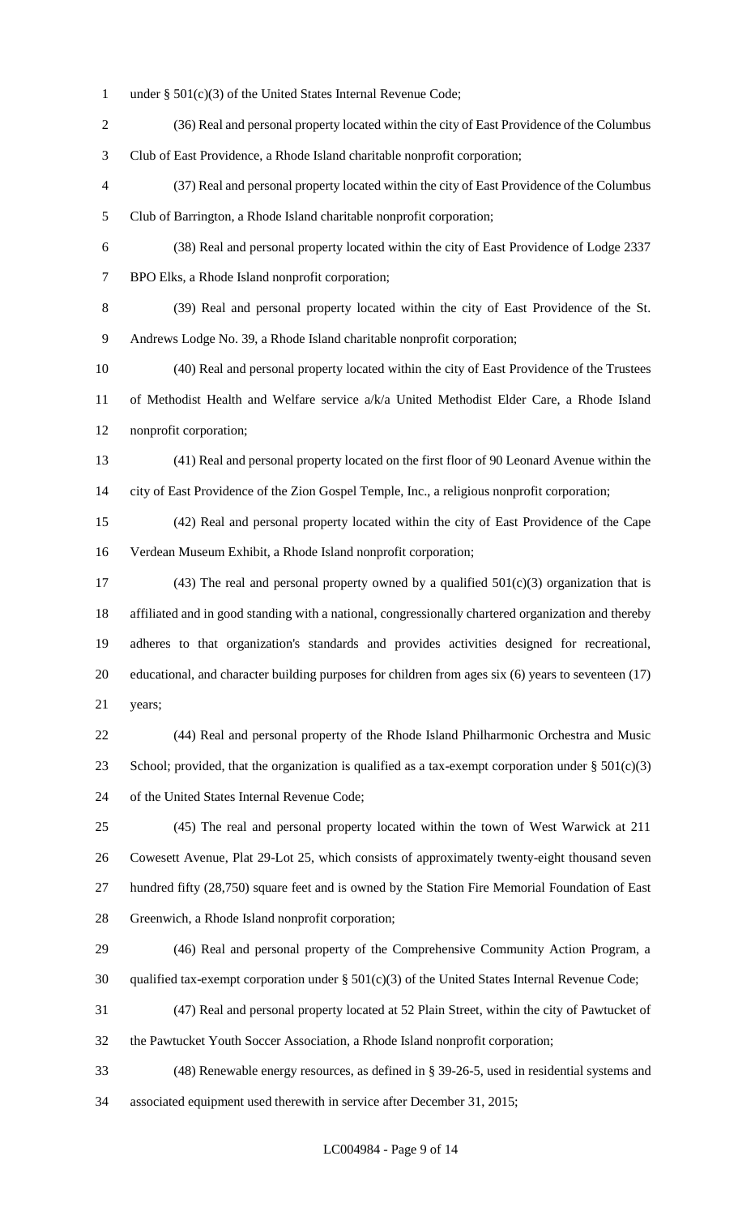under § 501(c)(3) of the United States Internal Revenue Code;

(36) Real and personal property located within the city of East Providence of the Columbus Club of East Providence, a Rhode Island charitable nonprofit corporation;

(37) Real and personal property located within the city of East Providence of the Columbus Club of Barrington, a Rhode Island charitable nonprofit corporation;

(38) Real and personal property located within the city of East Providence of Lodge 2337 BPO Elks, a Rhode Island nonprofit corporation;

(39) Real and personal property located within the city of East Providence of the St. Andrews Lodge No. 39, a Rhode Island charitable nonprofit corporation;

(40) Real and personal property located within the city of East Providence of the Trustees of Methodist Health and Welfare service a/k/a United Methodist Elder Care, a Rhode Island nonprofit corporation;

(41) Real and personal property located on the first floor of 90 Leonard Avenue within the city of East Providence of the Zion Gospel Temple, Inc., a religious nonprofit corporation;

(42) Real and personal property located within the city of East Providence of the Cape Verdean Museum Exhibit, a Rhode Island nonprofit corporation;

(43) The real and personal property owned by a qualified 501(c)(3) organization that is affiliated and in good standing with a national, congressionally chartered organization and thereby adheres to that organization's standards and provides activities designed for recreational, educational, and character building purposes for children from ages six (6) years to seventeen (17) years;

(44) Real and personal property of the Rhode Island Philharmonic Orchestra and Music School; provided, that the organization is qualified as a tax-exempt corporation under § 501(c)(3) of the United States Internal Revenue Code;

(45) The real and personal property located within the town of West Warwick at 211 Cowesett Avenue, Plat 29-Lot 25, which consists of approximately twenty-eight thousand seven hundred fifty (28,750) square feet and is owned by the Station Fire Memorial Foundation of East Greenwich, a Rhode Island nonprofit corporation;

(46) Real and personal property of the Comprehensive Community Action Program, a qualified tax-exempt corporation under § 501(c)(3) of the United States Internal Revenue Code;

(47) Real and personal property located at 52 Plain Street, within the city of Pawtucket of the Pawtucket Youth Soccer Association, a Rhode Island nonprofit corporation;

(48) Renewable energy resources, as defined in § 39-26-5, used in residential systems and associated equipment used therewith in service after December 31, 2015;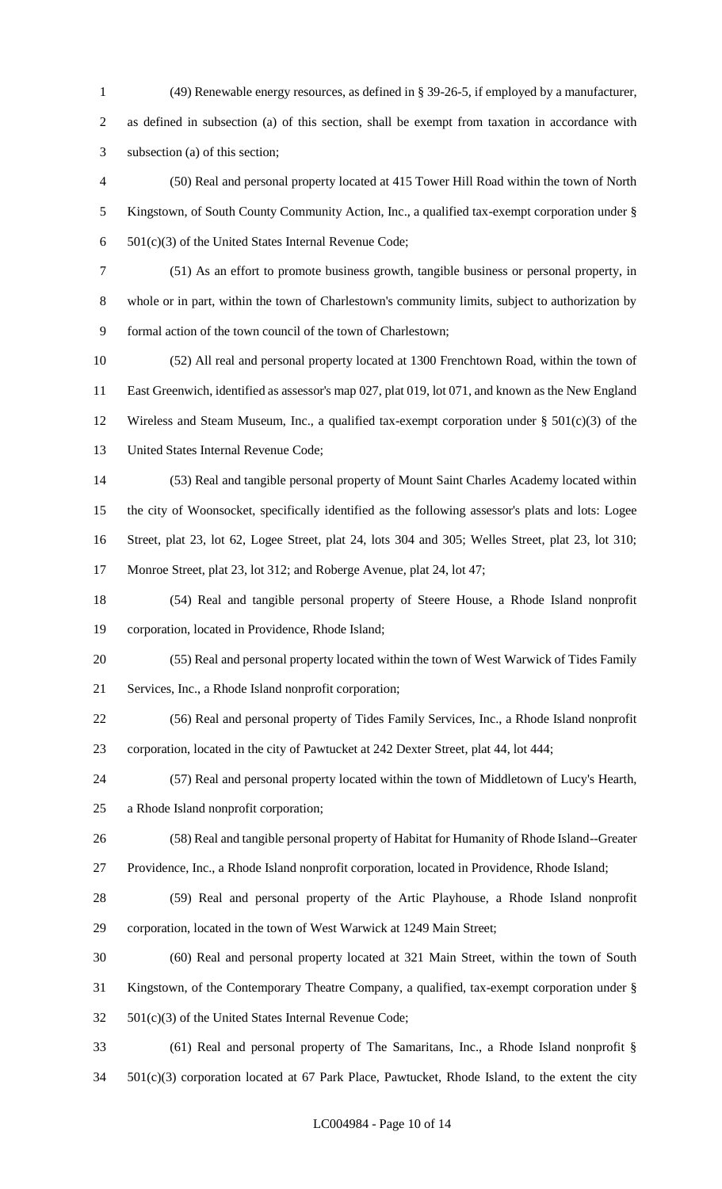(49) Renewable energy resources, as defined in § 39-26-5, if employed by a manufacturer, as defined in subsection (a) of this section, shall be exempt from taxation in accordance with subsection (a) of this section;

(50) Real and personal property located at 415 Tower Hill Road within the town of North Kingstown, of South County Community Action, Inc., a qualified tax-exempt corporation under § 501(c)(3) of the United States Internal Revenue Code;

(51) As an effort to promote business growth, tangible business or personal property, in whole or in part, within the town of Charlestown's community limits, subject to authorization by formal action of the town council of the town of Charlestown;

(52) All real and personal property located at 1300 Frenchtown Road, within the town of East Greenwich, identified as assessor's map 027, plat 019, lot 071, and known as the New England Wireless and Steam Museum, Inc., a qualified tax-exempt corporation under § 501(c)(3) of the United States Internal Revenue Code;

(53) Real and tangible personal property of Mount Saint Charles Academy located within the city of Woonsocket, specifically identified as the following assessor's plats and lots: Logee Street, plat 23, lot 62, Logee Street, plat 24, lots 304 and 305; Welles Street, plat 23, lot 310; Monroe Street, plat 23, lot 312; and Roberge Avenue, plat 24, lot 47;

(54) Real and tangible personal property of Steere House, a Rhode Island nonprofit corporation, located in Providence, Rhode Island;

(55) Real and personal property located within the town of West Warwick of Tides Family Services, Inc., a Rhode Island nonprofit corporation;

(56) Real and personal property of Tides Family Services, Inc., a Rhode Island nonprofit corporation, located in the city of Pawtucket at 242 Dexter Street, plat 44, lot 444;

(57) Real and personal property located within the town of Middletown of Lucy's Hearth, a Rhode Island nonprofit corporation;

(58) Real and tangible personal property of Habitat for Humanity of Rhode Island--Greater Providence, Inc., a Rhode Island nonprofit corporation, located in Providence, Rhode Island;

(59) Real and personal property of the Artic Playhouse, a Rhode Island nonprofit corporation, located in the town of West Warwick at 1249 Main Street;

(60) Real and personal property located at 321 Main Street, within the town of South Kingstown, of the Contemporary Theatre Company, a qualified, tax-exempt corporation under § 501(c)(3) of the United States Internal Revenue Code;

(61) Real and personal property of The Samaritans, Inc., a Rhode Island nonprofit § 501(c)(3) corporation located at 67 Park Place, Pawtucket, Rhode Island, to the extent the city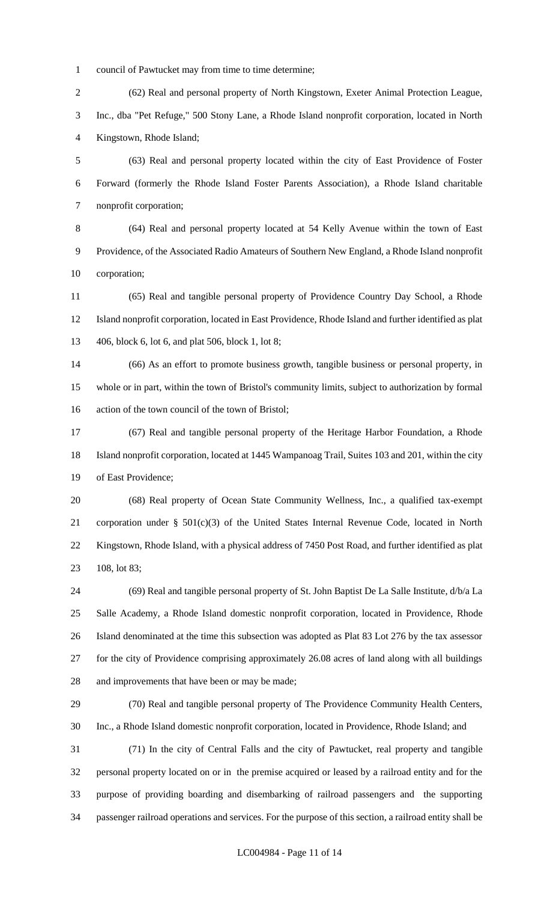council of Pawtucket may from time to time determine;

(62) Real and personal property of North Kingstown, Exeter Animal Protection League, Inc., dba "Pet Refuge," 500 Stony Lane, a Rhode Island nonprofit corporation, located in North Kingstown, Rhode Island;

(63) Real and personal property located within the city of East Providence of Foster Forward (formerly the Rhode Island Foster Parents Association), a Rhode Island charitable nonprofit corporation;

(64) Real and personal property located at 54 Kelly Avenue within the town of East Providence, of the Associated Radio Amateurs of Southern New England, a Rhode Island nonprofit corporation;

(65) Real and tangible personal property of Providence Country Day School, a Rhode Island nonprofit corporation, located in East Providence, Rhode Island and further identified as plat 406, block 6, lot 6, and plat 506, block 1, lot 8;

(66) As an effort to promote business growth, tangible business or personal property, in whole or in part, within the town of Bristol's community limits, subject to authorization by formal action of the town council of the town of Bristol;

(67) Real and tangible personal property of the Heritage Harbor Foundation, a Rhode Island nonprofit corporation, located at 1445 Wampanoag Trail, Suites 103 and 201, within the city of East Providence;

(68) Real property of Ocean State Community Wellness, Inc., a qualified tax-exempt corporation under § 501(c)(3) of the United States Internal Revenue Code, located in North Kingstown, Rhode Island, with a physical address of 7450 Post Road, and further identified as plat 108, lot 83;

(69) Real and tangible personal property of St. John Baptist De La Salle Institute, d/b/a La Salle Academy, a Rhode Island domestic nonprofit corporation, located in Providence, Rhode Island denominated at the time this subsection was adopted as Plat 83 Lot 276 by the tax assessor for the city of Providence comprising approximately 26.08 acres of land along with all buildings and improvements that have been or may be made;

(70) Real and tangible personal property of The Providence Community Health Centers, Inc., a Rhode Island domestic nonprofit corporation, located in Providence, Rhode Island; and

(71) In the city of Central Falls and the city of Pawtucket, real property and tangible personal property located on or in the premise acquired or leased by a railroad entity and for the purpose of providing boarding and disembarking of railroad passengers and the supporting passenger railroad operations and services. For the purpose of this section, a railroad entity shall be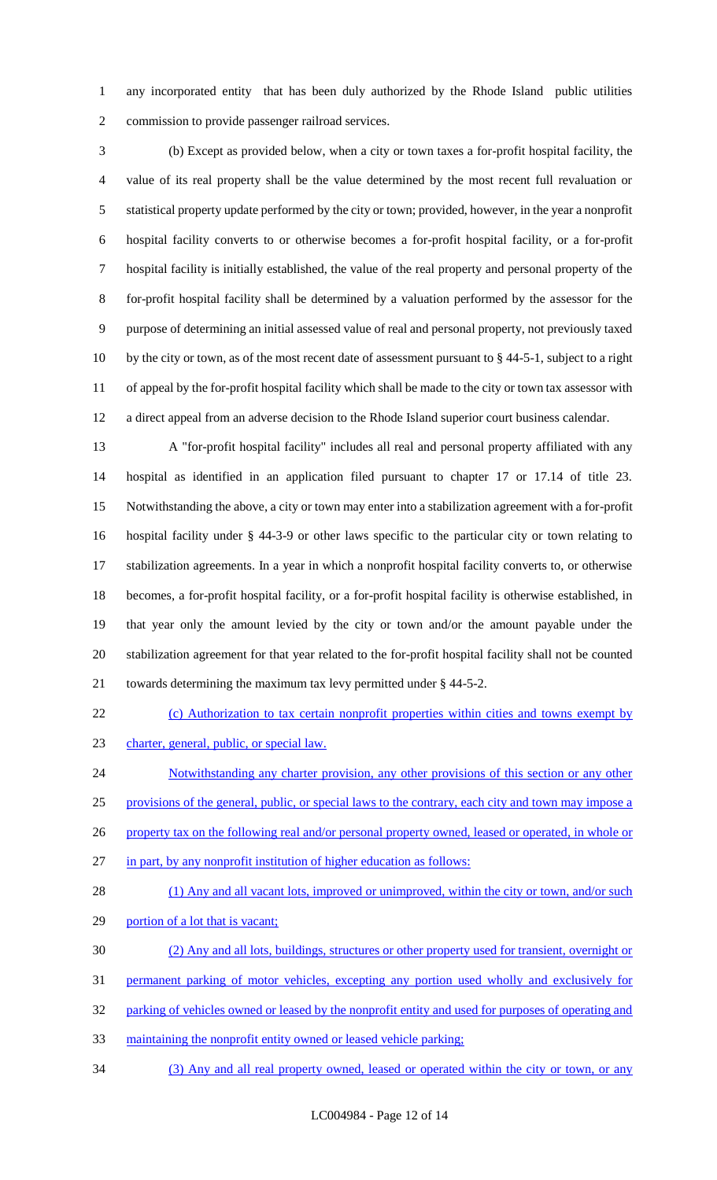any incorporated entity that has been duly authorized by the Rhode Island public utilities commission to provide passenger railroad services.

(b) Except as provided below, when a city or town taxes a for-profit hospital facility, the value of its real property shall be the value determined by the most recent full revaluation or statistical property update performed by the city or town; provided, however, in the year a nonprofit hospital facility converts to or otherwise becomes a for-profit hospital facility, or a for-profit hospital facility is initially established, the value of the real property and personal property of the for-profit hospital facility shall be determined by a valuation performed by the assessor for the purpose of determining an initial assessed value of real and personal property, not previously taxed by the city or town, as of the most recent date of assessment pursuant to § 44-5-1, subject to a right of appeal by the for-profit hospital facility which shall be made to the city or town tax assessor with a direct appeal from an adverse decision to the Rhode Island superior court business calendar.

A "for-profit hospital facility" includes all real and personal property affiliated with any hospital as identified in an application filed pursuant to chapter 17 or 17.14 of title 23. Notwithstanding the above, a city or town may enter into a stabilization agreement with a for-profit hospital facility under § 44-3-9 or other laws specific to the particular city or town relating to stabilization agreements. In a year in which a nonprofit hospital facility converts to, or otherwise becomes, a for-profit hospital facility, or a for-profit hospital facility is otherwise established, in that year only the amount levied by the city or town and/or the amount payable under the stabilization agreement for that year related to the for-profit hospital facility shall not be counted towards determining the maximum tax levy permitted under § 44-5-2.

(c) Authorization to tax certain nonprofit properties within cities and towns exempt by charter, general, public, or special law.

Notwithstanding any charter provision, any other provisions of this section or any other provisions of the general, public, or special laws to the contrary, each city and town may impose a property tax on the following real and/or personal property owned, leased or operated, in whole or in part, by any nonprofit institution of higher education as follows:

(1) Any and all vacant lots, improved or unimproved, within the city or town, and/or such portion of a lot that is vacant;

(2) Any and all lots, buildings, structures or other property used for transient, overnight or permanent parking of motor vehicles, excepting any portion used wholly and exclusively for parking of vehicles owned or leased by the nonprofit entity and used for purposes of operating and maintaining the nonprofit entity owned or leased vehicle parking;

(3) Any and all real property owned, leased or operated within the city or town, or any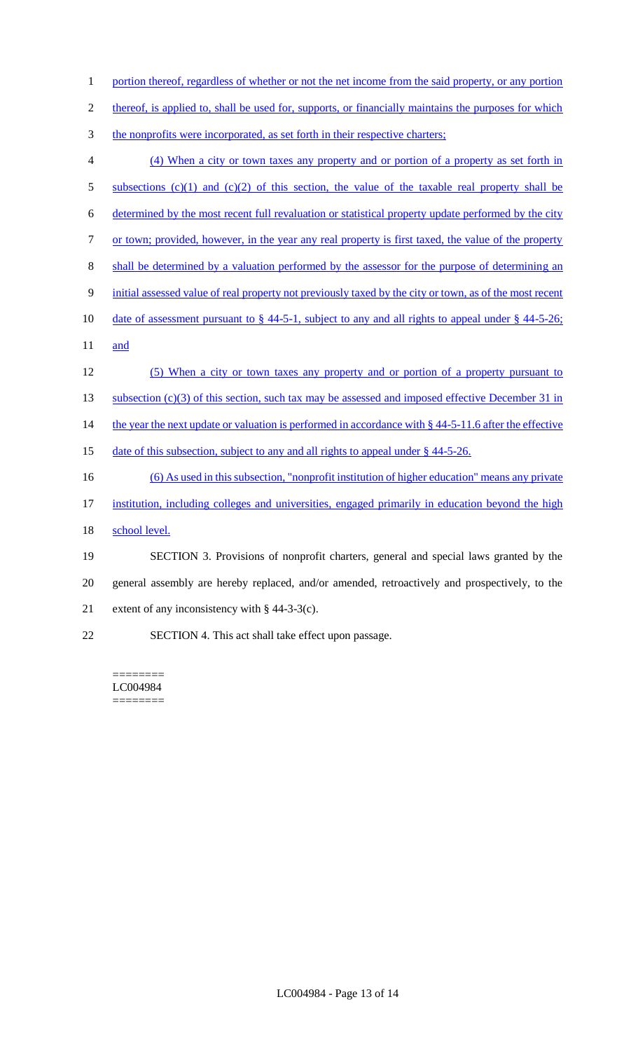portion thereof, regardless of whether or not the net income from the said property, or any portion thereof, is applied to, shall be used for, supports, or financially maintains the purposes for which the nonprofits were incorporated, as set forth in their respective charters;

(4) When a city or town taxes any property and or portion of a property as set forth in subsections (c)(1) and (c)(2) of this section, the value of the taxable real property shall be determined by the most recent full revaluation or statistical property update performed by the city or town; provided, however, in the year any real property is first taxed, the value of the property shall be determined by a valuation performed by the assessor for the purpose of determining an initial assessed value of real property not previously taxed by the city or town, as of the most recent date of assessment pursuant to § 44-5-1, subject to any and all rights to appeal under § 44-5-26; and

(5) When a city or town taxes any property and or portion of a property pursuant to subsection (c)(3) of this section, such tax may be assessed and imposed effective December 31 in the year the next update or valuation is performed in accordance with § 44-5-11.6 after the effective date of this subsection, subject to any and all rights to appeal under § 44-5-26.

(6) As used in this subsection, "nonprofit institution of higher education" means any private institution, including colleges and universities, engaged primarily in education beyond the high school level.

SECTION 3. Provisions of nonprofit charters, general and special laws granted by the general assembly are hereby replaced, and/or amended, retroactively and prospectively, to the extent of any inconsistency with § 44-3-3(c).

SECTION 4. This act shall take effect upon passage.

========
LC004984
========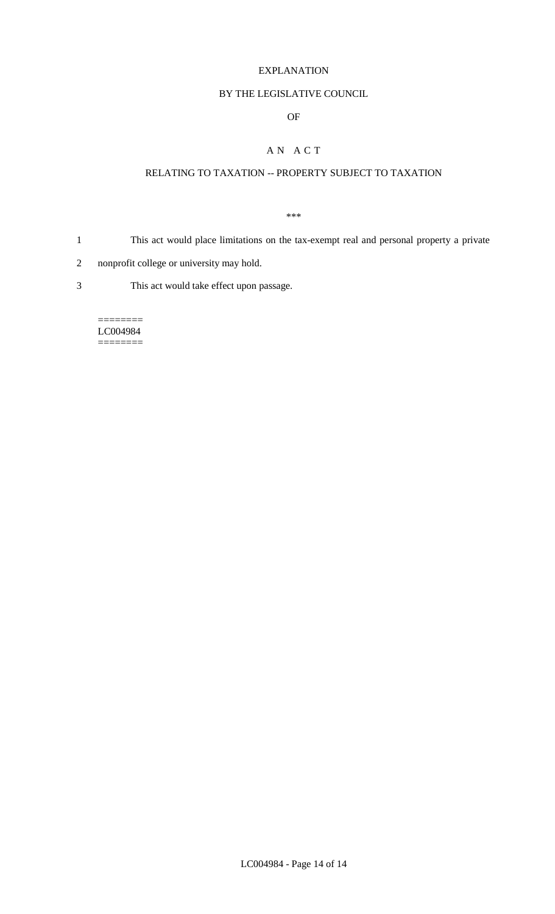# EXPLANATION

## BY THE LEGISLATIVE COUNCIL

## OF

## A N A C T

## RELATING TO TAXATION -- PROPERTY SUBJECT TO TAXATION

\*\*\*

1 This act would place limitations on the tax-exempt real and personal property a private
2 nonprofit college or university may hold.
3 This act would take effect upon passage.

========
LC004984
========